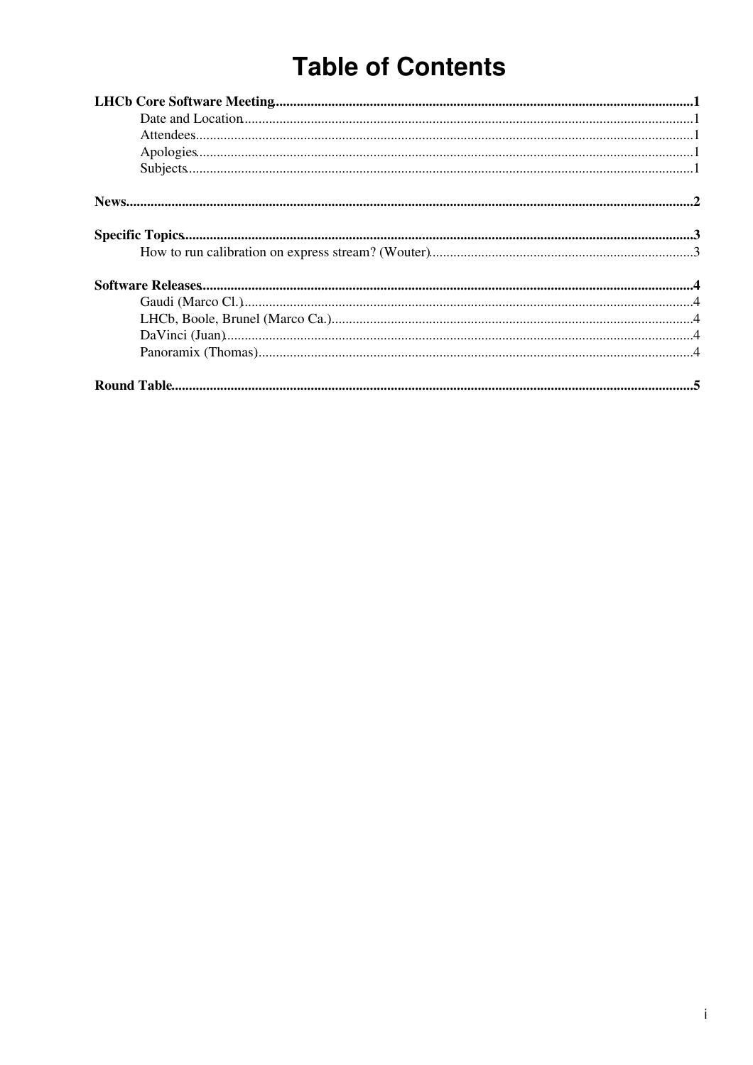# Table of Contents

**LHCb Core Software Meeting**.....1
- Date and Location.....1
- Attendees.....1
- Apologies.....1
- Subjects.....1

**News**.....2

**Specific Topics**.....3
- How to run calibration on express stream? (Wouter).....3

**Software Releases**.....4
- Gaudi (Marco Cl.).....4
- LHCb, Boole, Brunel (Marco Ca.).....4
- DaVinci (Juan).....4
- Panoramix (Thomas).....4

**Round Table**.....5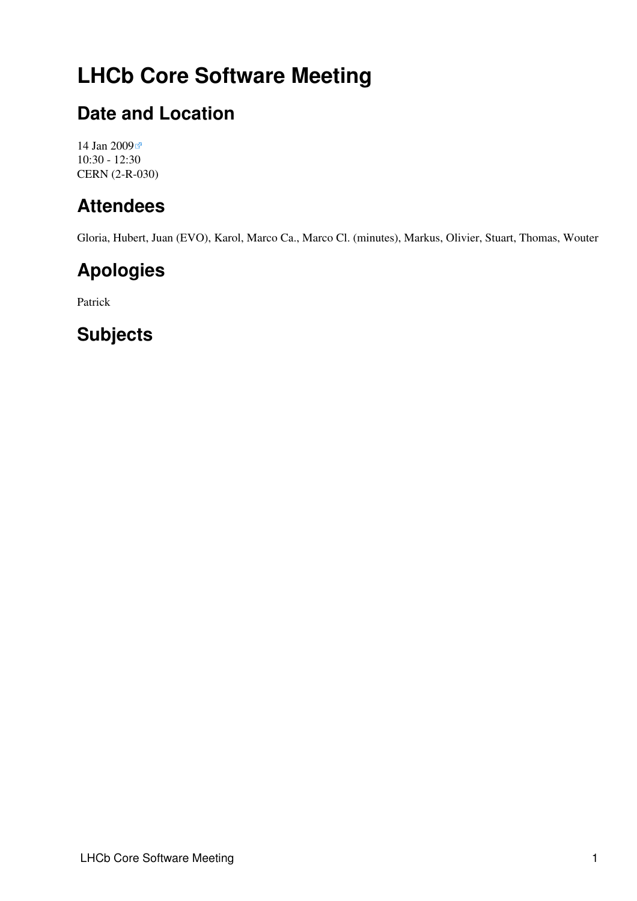# LHCb Core Software Meeting

## Date and Location

14 Jan 2009
10:30 - 12:30
CERN (2-R-030)

## Attendees

Gloria, Hubert, Juan (EVO), Karol, Marco Ca., Marco Cl. (minutes), Markus, Olivier, Stuart, Thomas, Wouter

## Apologies

Patrick

## Subjects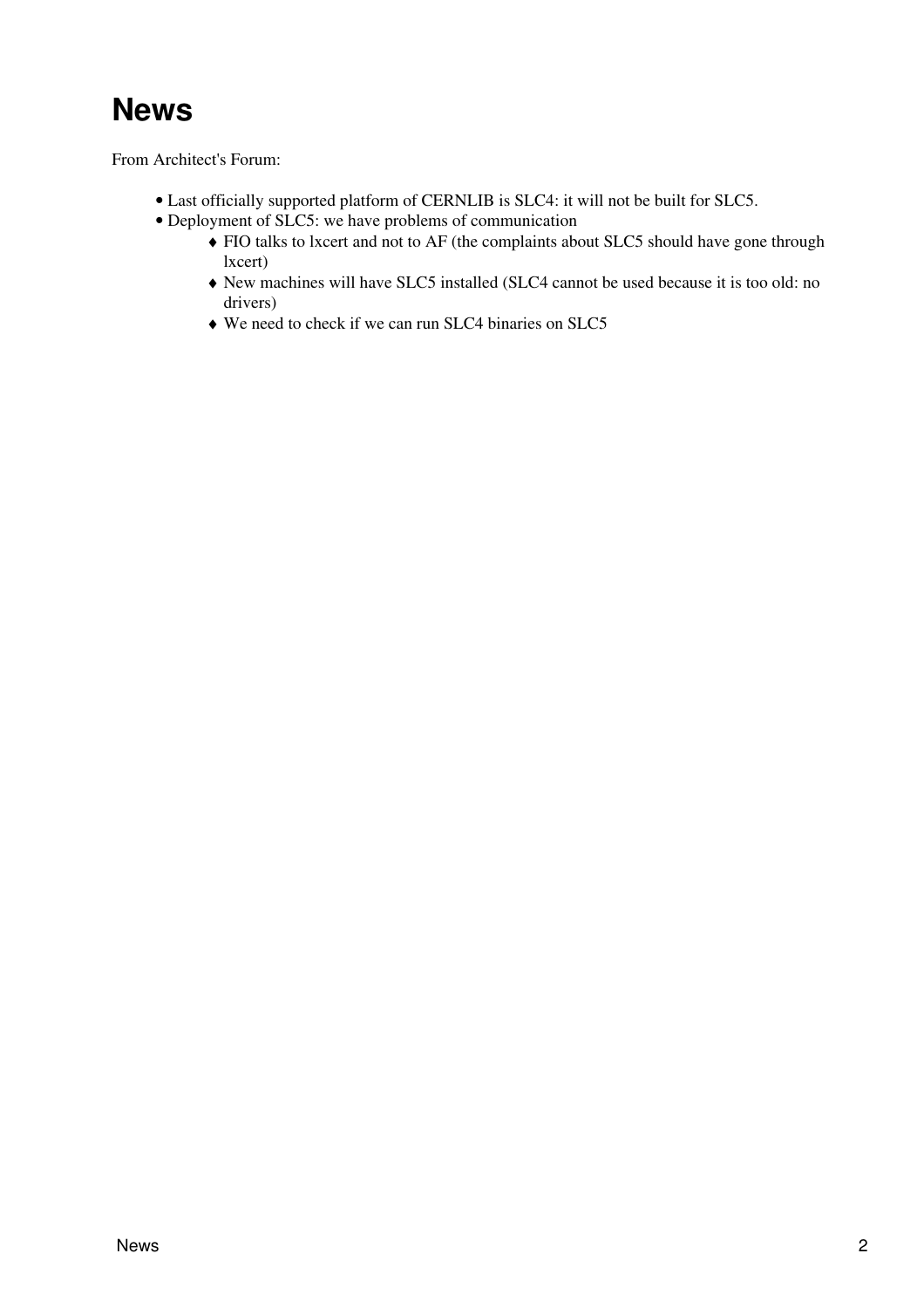# News

From Architect's Forum:

- Last officially supported platform of CERNLIB is SLC4: it will not be built for SLC5.
- Deployment of SLC5: we have problems of communication
    - FIO talks to lxcert and not to AF (the complaints about SLC5 should have gone through lxcert)
    - New machines will have SLC5 installed (SLC4 cannot be used because it is too old: no drivers)
    - We need to check if we can run SLC4 binaries on SLC5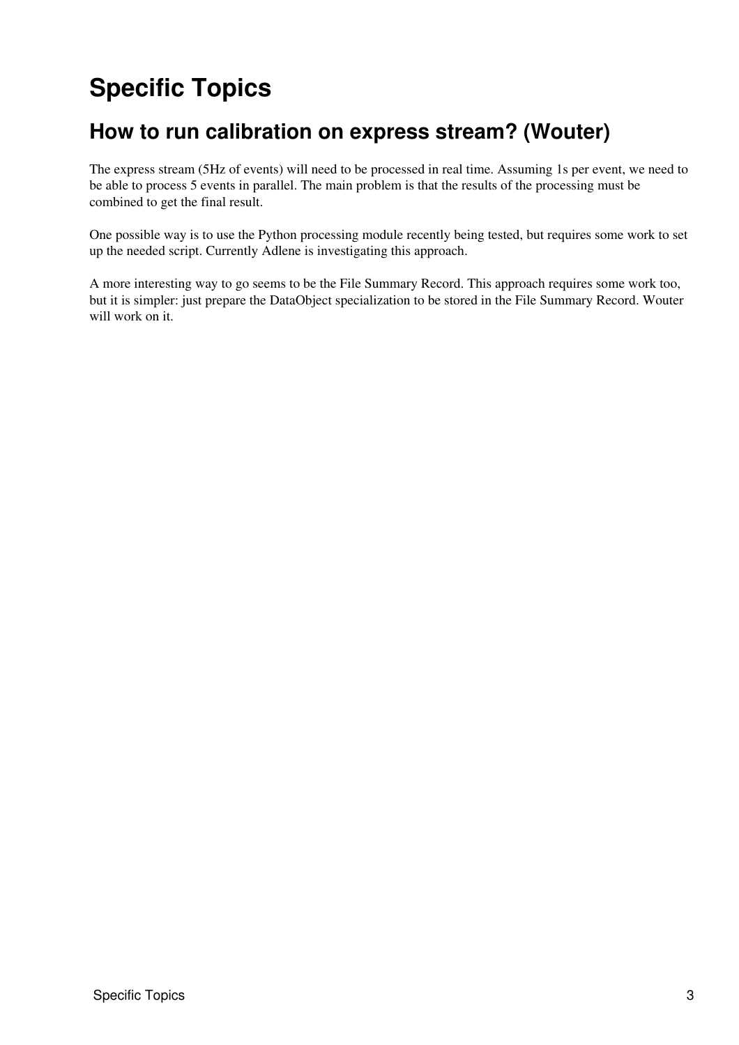# Specific Topics

## How to run calibration on express stream? (Wouter)

The express stream (5Hz of events) will need to be processed in real time. Assuming 1s per event, we need to be able to process 5 events in parallel. The main problem is that the results of the processing must be combined to get the final result.

One possible way is to use the Python processing module recently being tested, but requires some work to set up the needed script. Currently Adlene is investigating this approach.

A more interesting way to go seems to be the File Summary Record. This approach requires some work too, but it is simpler: just prepare the DataObject specialization to be stored in the File Summary Record. Wouter will work on it.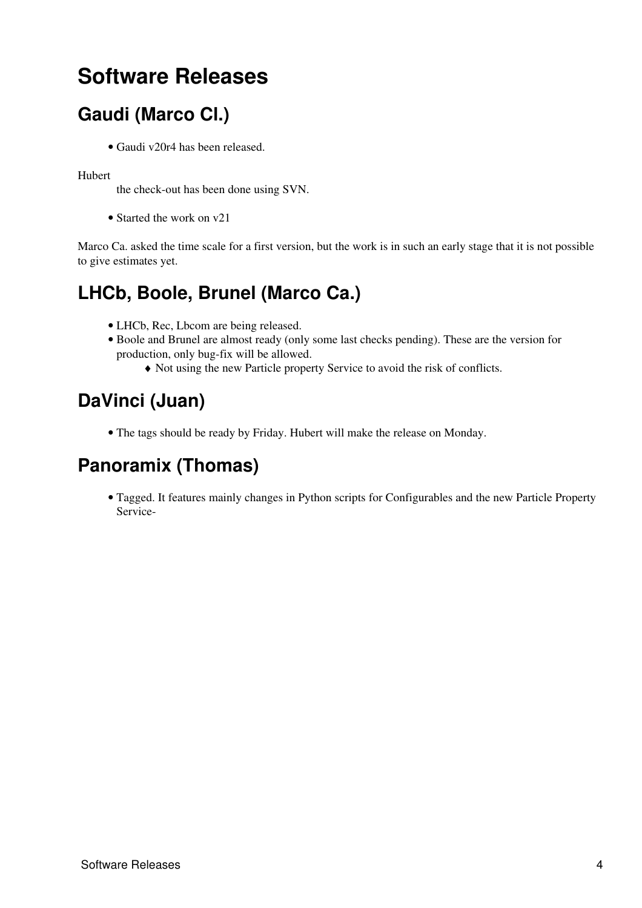# Software Releases

## Gaudi (Marco Cl.)

- Gaudi v20r4 has been released.

Hubert
: the check-out has been done using SVN.

- Started the work on v21

Marco Ca. asked the time scale for a first version, but the work is in such an early stage that it is not possible to give estimates yet.

## LHCb, Boole, Brunel (Marco Ca.)

- LHCb, Rec, Lbcom are being released.
- Boole and Brunel are almost ready (only some last checks pending). These are the version for production, only bug-fix will be allowed.
  - Not using the new Particle property Service to avoid the risk of conflicts.

## DaVinci (Juan)

- The tags should be ready by Friday. Hubert will make the release on Monday.

## Panoramix (Thomas)

- Tagged. It features mainly changes in Python scripts for Configurables and the new Particle Property Service-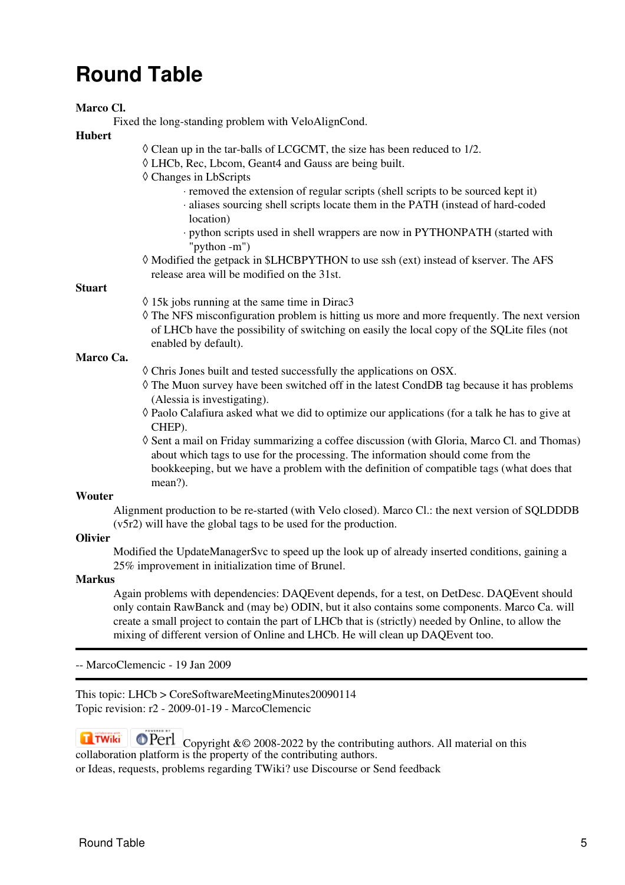# Round Table

**Marco Cl.**

Fixed the long-standing problem with VeloAlignCond.

**Hubert**

- ◊ Clean up in the tar-balls of LCGCMT, the size has been reduced to 1/2.
- ◊ LHCb, Rec, Lbcom, Geant4 and Gauss are being built.
- ◊ Changes in LbScripts
    - · removed the extension of regular scripts (shell scripts to be sourced kept it)
    - · aliases sourcing shell scripts locate them in the PATH (instead of hard-coded location)
    - · python scripts used in shell wrappers are now in PYTHONPATH (started with "python -m")
- ◊ Modified the getpack in $LHCBPYTHON to use ssh (ext) instead of kserver. The AFS release area will be modified on the 31st.

**Stuart**

- ◊ 15k jobs running at the same time in Dirac3
- ◊ The NFS misconfiguration problem is hitting us more and more frequently. The next version of LHCb have the possibility of switching on easily the local copy of the SQLite files (not enabled by default).

**Marco Ca.**

- ◊ Chris Jones built and tested successfully the applications on OSX.
- ◊ The Muon survey have been switched off in the latest CondDB tag because it has problems (Alessia is investigating).
- ◊ Paolo Calafiura asked what we did to optimize our applications (for a talk he has to give at CHEP).
- ◊ Sent a mail on Friday summarizing a coffee discussion (with Gloria, Marco Cl. and Thomas) about which tags to use for the processing. The information should come from the bookkeeping, but we have a problem with the definition of compatible tags (what does that mean?).

**Wouter**

Alignment production to be re-started (with Velo closed). Marco Cl.: the next version of SQLDDDB (v5r2) will have the global tags to be used for the production.

**Olivier**

Modified the UpdateManagerSvc to speed up the look up of already inserted conditions, gaining a 25% improvement in initialization time of Brunel.

**Markus**

Again problems with dependencies: DAQEvent depends, for a test, on DetDesc. DAQEvent should only contain RawBanck and (may be) ODIN, but it also contains some components. Marco Ca. will create a small project to contain the part of LHCb that is (strictly) needed by Online, to allow the mixing of different version of Online and LHCb. He will clean up DAQEvent too.

---

-- MarcoClemencic - 19 Jan 2009

---

This topic: LHCb > CoreSoftwareMeetingMinutes20090114
Topic revision: r2 - 2009-01-19 - MarcoClemencic

Copyright &© 2008-2022 by the contributing authors. All material on this collaboration platform is the property of the contributing authors.
or Ideas, requests, problems regarding TWiki? use Discourse or Send feedback